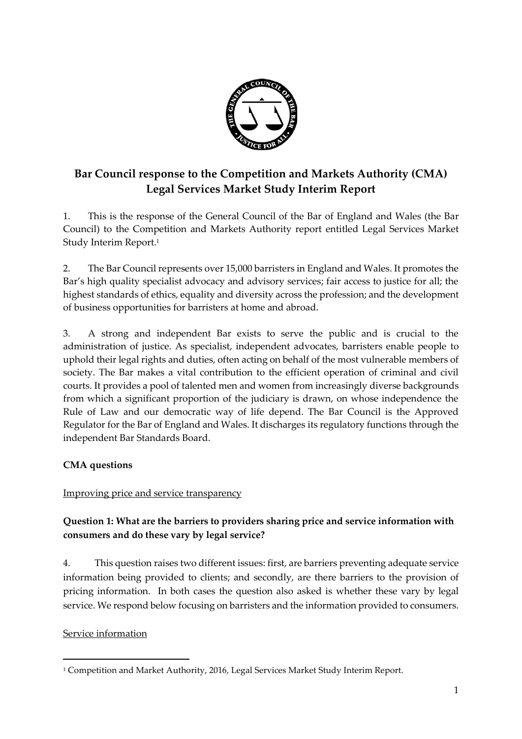# Bar Council response to the Competition and Markets Authority (CMA) Legal Services Market Study Interim Report

1. This is the response of the General Council of the Bar of England and Wales (the Bar Council) to the Competition and Markets Authority report entitled Legal Services Market Study Interim Report.[1]

2. The Bar Council represents over 15,000 barristers in England and Wales. It promotes the Bar's high quality specialist advocacy and advisory services; fair access to justice for all; the highest standards of ethics, equality and diversity across the profession; and the development of business opportunities for barristers at home and abroad.

3. A strong and independent Bar exists to serve the public and is crucial to the administration of justice. As specialist, independent advocates, barristers enable people to uphold their legal rights and duties, often acting on behalf of the most vulnerable members of society. The Bar makes a vital contribution to the efficient operation of criminal and civil courts. It provides a pool of talented men and women from increasingly diverse backgrounds from which a significant proportion of the judiciary is drawn, on whose independence the Rule of Law and our democratic way of life depend. The Bar Council is the Approved Regulator for the Bar of England and Wales. It discharges its regulatory functions through the independent Bar Standards Board.

## CMA questions

Improving price and service transparency

### Question 1: What are the barriers to providers sharing price and service information with consumers and do these vary by legal service?

4. This question raises two different issues: first, are barriers preventing adequate service information being provided to clients; and secondly, are there barriers to the provision of pricing information. In both cases the question also asked is whether these vary by legal service. We respond below focusing on barristers and the information provided to consumers.

Service information

[1] Competition and Market Authority, 2016, Legal Services Market Study Interim Report.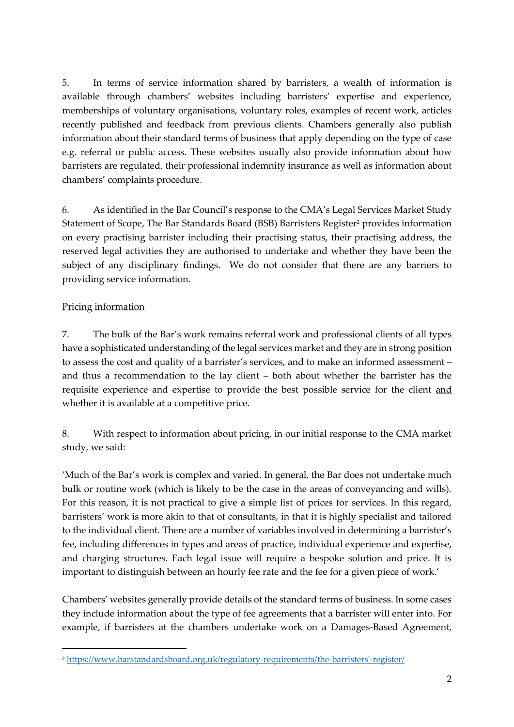5. In terms of service information shared by barristers, a wealth of information is available through chambers' websites including barristers' expertise and experience, memberships of voluntary organisations, voluntary roles, examples of recent work, articles recently published and feedback from previous clients. Chambers generally also publish information about their standard terms of business that apply depending on the type of case e.g. referral or public access. These websites usually also provide information about how barristers are regulated, their professional indemnity insurance as well as information about chambers' complaints procedure.

6. As identified in the Bar Council's response to the CMA's Legal Services Market Study Statement of Scope, The Bar Standards Board (BSB) Barristers Register[2] provides information on every practising barrister including their practising status, their practising address, the reserved legal activities they are authorised to undertake and whether they have been the subject of any disciplinary findings. We do not consider that there are any barriers to providing service information.

<u>Pricing information</u>

7. The bulk of the Bar's work remains referral work and professional clients of all types have a sophisticated understanding of the legal services market and they are in strong position to assess the cost and quality of a barrister's services, and to make an informed assessment – and thus a recommendation to the lay client – both about whether the barrister has the requisite experience and expertise to provide the best possible service for the client <u>and</u> whether it is available at a competitive price.

8. With respect to information about pricing, in our initial response to the CMA market study, we said:

'Much of the Bar's work is complex and varied. In general, the Bar does not undertake much bulk or routine work (which is likely to be the case in the areas of conveyancing and wills). For this reason, it is not practical to give a simple list of prices for services. In this regard, barristers' work is more akin to that of consultants, in that it is highly specialist and tailored to the individual client. There are a number of variables involved in determining a barrister's fee, including differences in types and areas of practice, individual experience and expertise, and charging structures. Each legal issue will require a bespoke solution and price. It is important to distinguish between an hourly fee rate and the fee for a given piece of work.'

Chambers' websites generally provide details of the standard terms of business. In some cases they include information about the type of fee agreements that a barrister will enter into. For example, if barristers at the chambers undertake work on a Damages-Based Agreement,

[2] https://www.barstandardsboard.org.uk/regulatory-requirements/the-barristers'-register/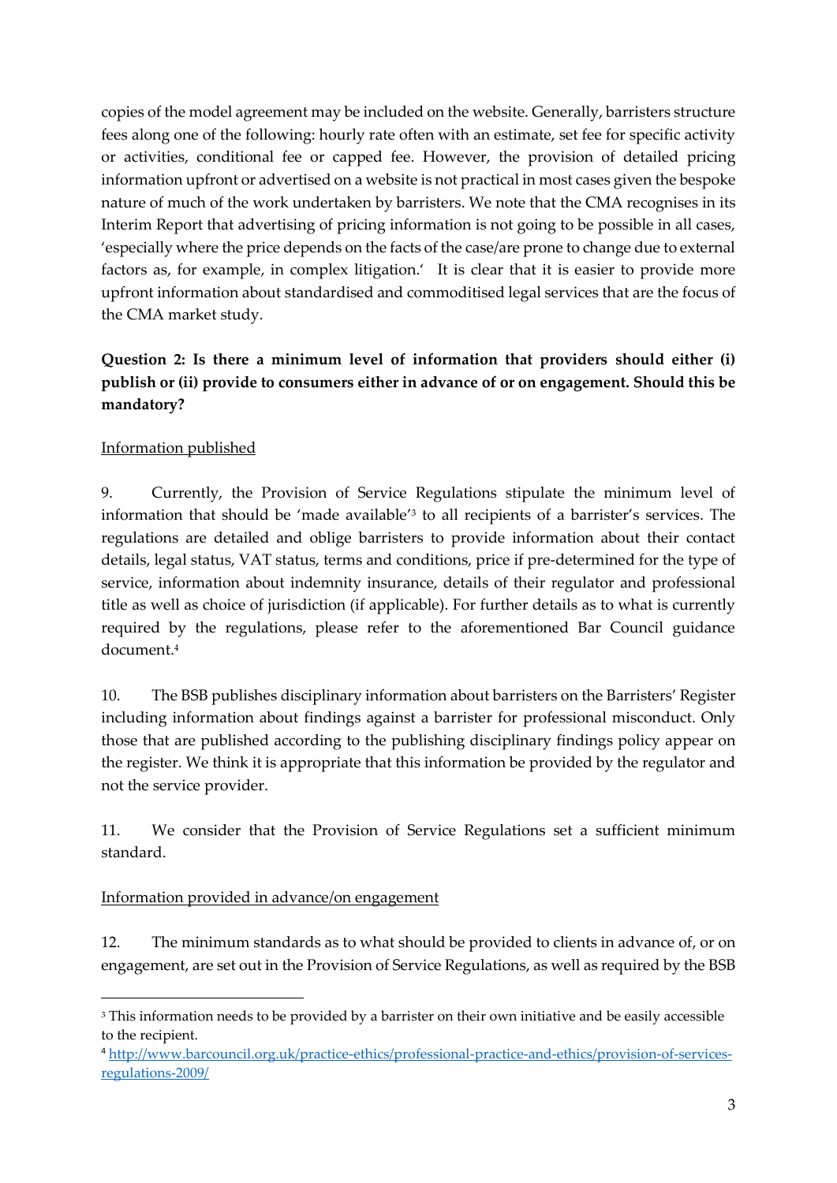copies of the model agreement may be included on the website. Generally, barristers structure fees along one of the following: hourly rate often with an estimate, set fee for specific activity or activities, conditional fee or capped fee. However, the provision of detailed pricing information upfront or advertised on a website is not practical in most cases given the bespoke nature of much of the work undertaken by barristers. We note that the CMA recognises in its Interim Report that advertising of pricing information is not going to be possible in all cases, 'especially where the price depends on the facts of the case/are prone to change due to external factors as, for example, in complex litigation.' It is clear that it is easier to provide more upfront information about standardised and commoditised legal services that are the focus of the CMA market study.

**Question 2: Is there a minimum level of information that providers should either (i) publish or (ii) provide to consumers either in advance of or on engagement. Should this be mandatory?**

<u>Information published</u>

9. Currently, the Provision of Service Regulations stipulate the minimum level of information that should be 'made available'[3] to all recipients of a barrister's services. The regulations are detailed and oblige barristers to provide information about their contact details, legal status, VAT status, terms and conditions, price if pre-determined for the type of service, information about indemnity insurance, details of their regulator and professional title as well as choice of jurisdiction (if applicable). For further details as to what is currently required by the regulations, please refer to the aforementioned Bar Council guidance document.[4]

10. The BSB publishes disciplinary information about barristers on the Barristers' Register including information about findings against a barrister for professional misconduct. Only those that are published according to the publishing disciplinary findings policy appear on the register. We think it is appropriate that this information be provided by the regulator and not the service provider.

11. We consider that the Provision of Service Regulations set a sufficient minimum standard.

<u>Information provided in advance/on engagement</u>

12. The minimum standards as to what should be provided to clients in advance of, or on engagement, are set out in the Provision of Service Regulations, as well as required by the BSB

---

[3] This information needs to be provided by a barrister on their own initiative and be easily accessible to the recipient.

[4] http://www.barcouncil.org.uk/practice-ethics/professional-practice-and-ethics/provision-of-services-regulations-2009/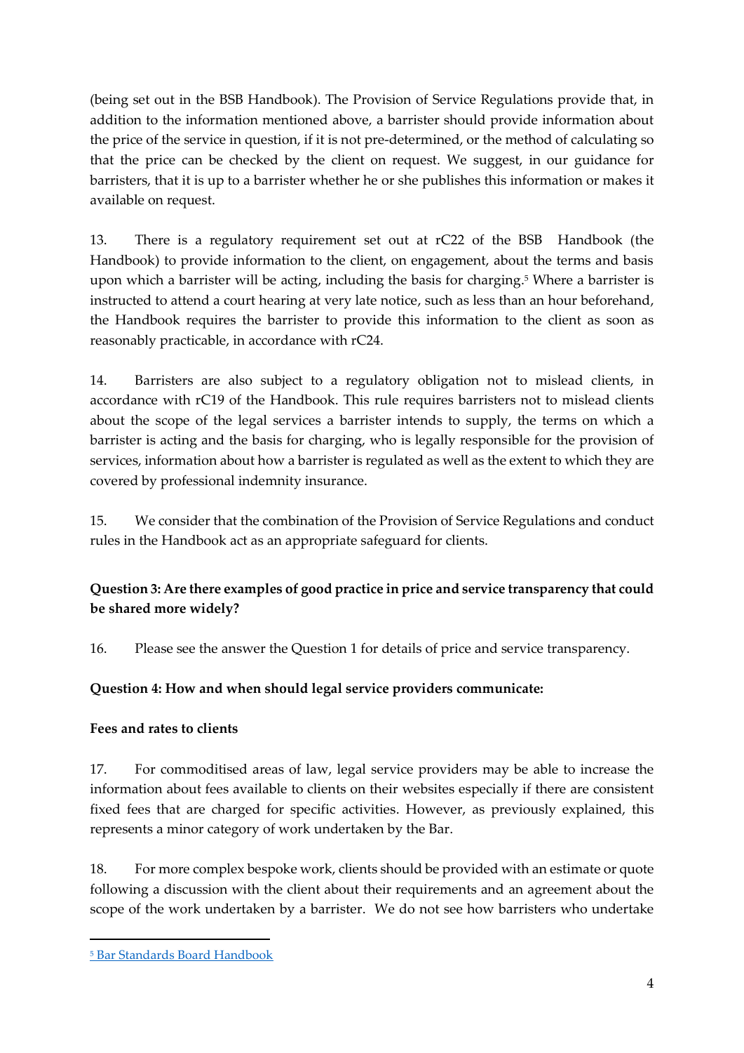(being set out in the BSB Handbook). The Provision of Service Regulations provide that, in addition to the information mentioned above, a barrister should provide information about the price of the service in question, if it is not pre-determined, or the method of calculating so that the price can be checked by the client on request. We suggest, in our guidance for barristers, that it is up to a barrister whether he or she publishes this information or makes it available on request.

13. There is a regulatory requirement set out at rC22 of the BSB Handbook (the Handbook) to provide information to the client, on engagement, about the terms and basis upon which a barrister will be acting, including the basis for charging.[5] Where a barrister is instructed to attend a court hearing at very late notice, such as less than an hour beforehand, the Handbook requires the barrister to provide this information to the client as soon as reasonably practicable, in accordance with rC24.

14. Barristers are also subject to a regulatory obligation not to mislead clients, in accordance with rC19 of the Handbook. This rule requires barristers not to mislead clients about the scope of the legal services a barrister intends to supply, the terms on which a barrister is acting and the basis for charging, who is legally responsible for the provision of services, information about how a barrister is regulated as well as the extent to which they are covered by professional indemnity insurance.

15. We consider that the combination of the Provision of Service Regulations and conduct rules in the Handbook act as an appropriate safeguard for clients.

**Question 3: Are there examples of good practice in price and service transparency that could be shared more widely?**

16. Please see the answer the Question 1 for details of price and service transparency.

**Question 4: How and when should legal service providers communicate:**

**Fees and rates to clients**

17. For commoditised areas of law, legal service providers may be able to increase the information about fees available to clients on their websites especially if there are consistent fixed fees that are charged for specific activities. However, as previously explained, this represents a minor category of work undertaken by the Bar.

18. For more complex bespoke work, clients should be provided with an estimate or quote following a discussion with the client about their requirements and an agreement about the scope of the work undertaken by a barrister. We do not see how barristers who undertake

[5] Bar Standards Board Handbook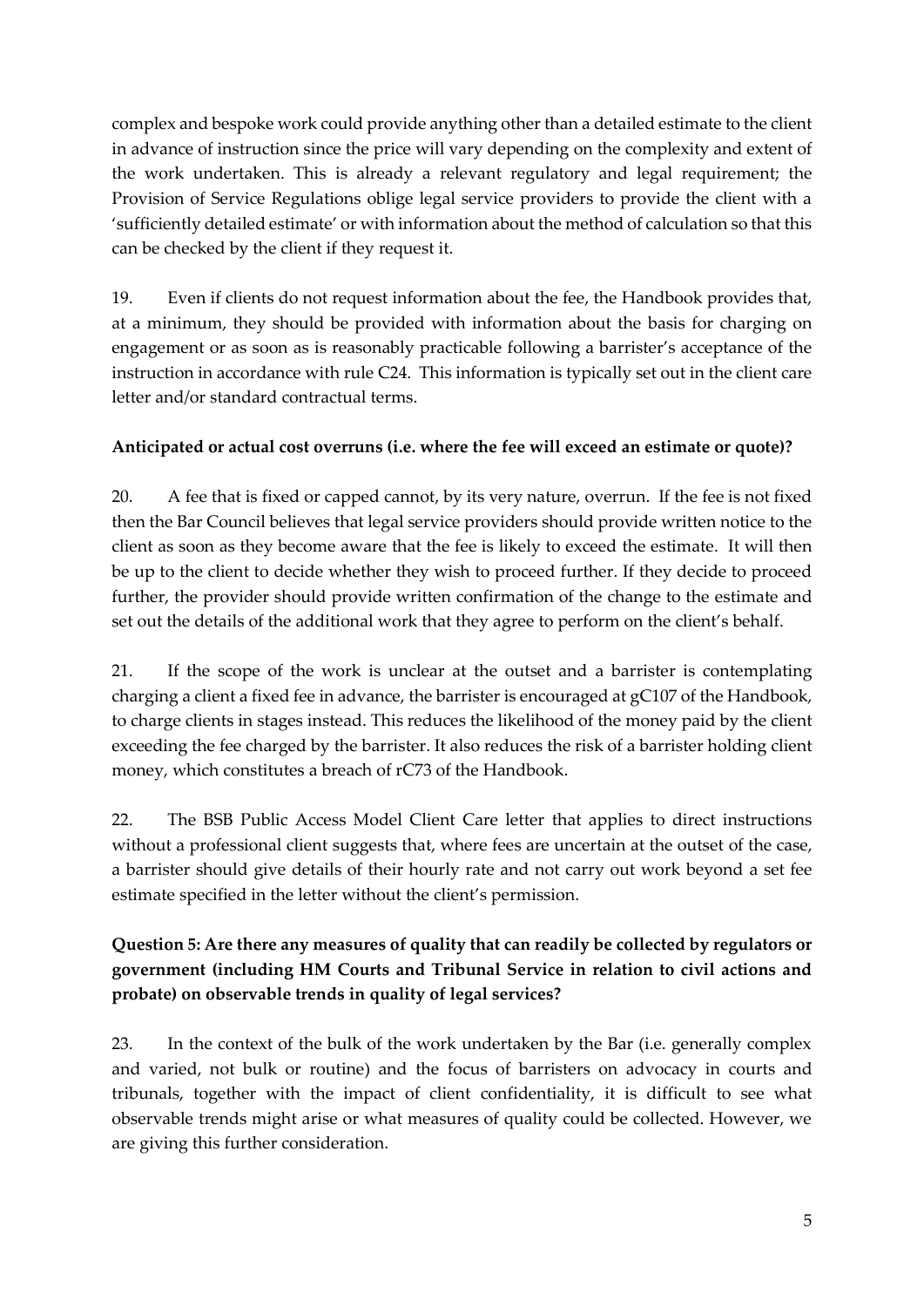complex and bespoke work could provide anything other than a detailed estimate to the client in advance of instruction since the price will vary depending on the complexity and extent of the work undertaken. This is already a relevant regulatory and legal requirement; the Provision of Service Regulations oblige legal service providers to provide the client with a 'sufficiently detailed estimate' or with information about the method of calculation so that this can be checked by the client if they request it.

19. Even if clients do not request information about the fee, the Handbook provides that, at a minimum, they should be provided with information about the basis for charging on engagement or as soon as is reasonably practicable following a barrister's acceptance of the instruction in accordance with rule C24. This information is typically set out in the client care letter and/or standard contractual terms.

**Anticipated or actual cost overruns (i.e. where the fee will exceed an estimate or quote)?**

20. A fee that is fixed or capped cannot, by its very nature, overrun. If the fee is not fixed then the Bar Council believes that legal service providers should provide written notice to the client as soon as they become aware that the fee is likely to exceed the estimate. It will then be up to the client to decide whether they wish to proceed further. If they decide to proceed further, the provider should provide written confirmation of the change to the estimate and set out the details of the additional work that they agree to perform on the client's behalf.

21. If the scope of the work is unclear at the outset and a barrister is contemplating charging a client a fixed fee in advance, the barrister is encouraged at gC107 of the Handbook, to charge clients in stages instead. This reduces the likelihood of the money paid by the client exceeding the fee charged by the barrister. It also reduces the risk of a barrister holding client money, which constitutes a breach of rC73 of the Handbook.

22. The BSB Public Access Model Client Care letter that applies to direct instructions without a professional client suggests that, where fees are uncertain at the outset of the case, a barrister should give details of their hourly rate and not carry out work beyond a set fee estimate specified in the letter without the client's permission.

**Question 5: Are there any measures of quality that can readily be collected by regulators or government (including HM Courts and Tribunal Service in relation to civil actions and probate) on observable trends in quality of legal services?**

23. In the context of the bulk of the work undertaken by the Bar (i.e. generally complex and varied, not bulk or routine) and the focus of barristers on advocacy in courts and tribunals, together with the impact of client confidentiality, it is difficult to see what observable trends might arise or what measures of quality could be collected. However, we are giving this further consideration.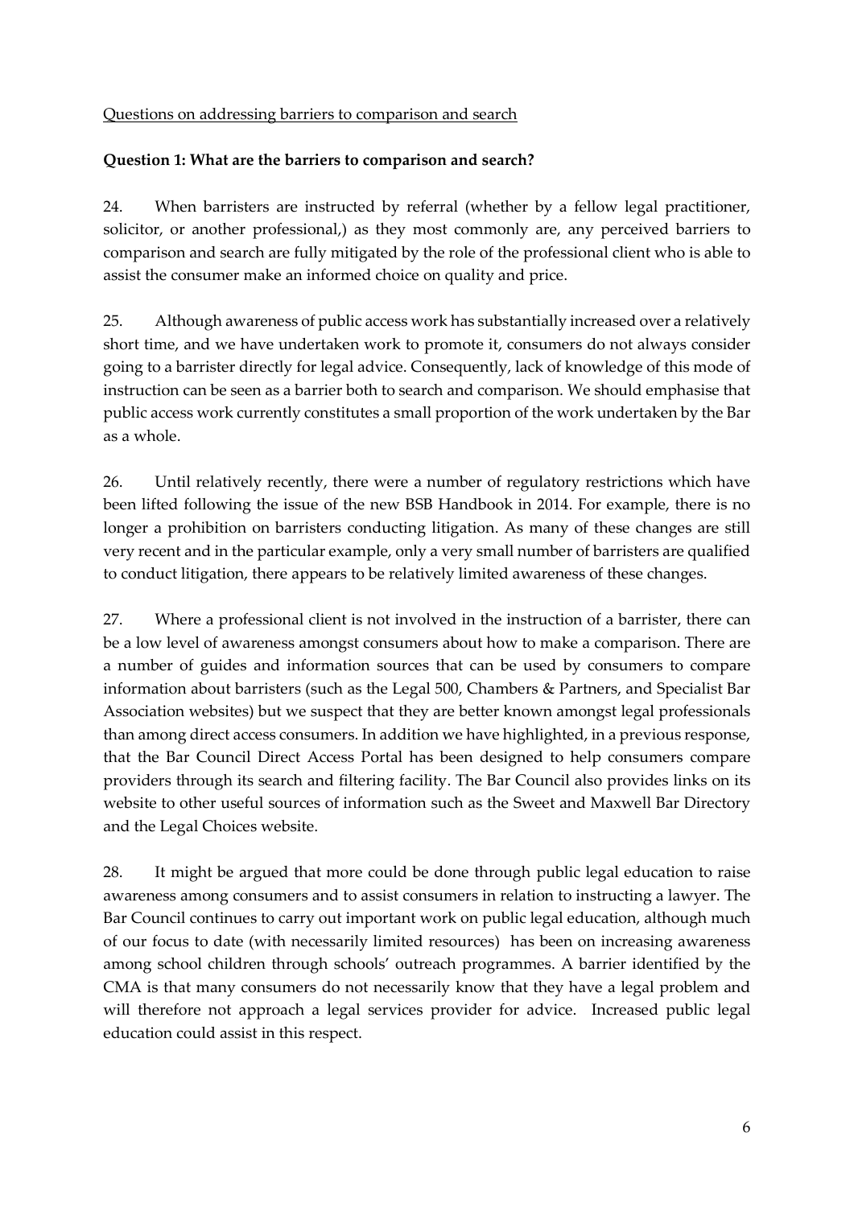Questions on addressing barriers to comparison and search

**Question 1: What are the barriers to comparison and search?**

24. When barristers are instructed by referral (whether by a fellow legal practitioner, solicitor, or another professional,) as they most commonly are, any perceived barriers to comparison and search are fully mitigated by the role of the professional client who is able to assist the consumer make an informed choice on quality and price.

25. Although awareness of public access work has substantially increased over a relatively short time, and we have undertaken work to promote it, consumers do not always consider going to a barrister directly for legal advice. Consequently, lack of knowledge of this mode of instruction can be seen as a barrier both to search and comparison. We should emphasise that public access work currently constitutes a small proportion of the work undertaken by the Bar as a whole.

26. Until relatively recently, there were a number of regulatory restrictions which have been lifted following the issue of the new BSB Handbook in 2014. For example, there is no longer a prohibition on barristers conducting litigation. As many of these changes are still very recent and in the particular example, only a very small number of barristers are qualified to conduct litigation, there appears to be relatively limited awareness of these changes.

27. Where a professional client is not involved in the instruction of a barrister, there can be a low level of awareness amongst consumers about how to make a comparison. There are a number of guides and information sources that can be used by consumers to compare information about barristers (such as the Legal 500, Chambers & Partners, and Specialist Bar Association websites) but we suspect that they are better known amongst legal professionals than among direct access consumers. In addition we have highlighted, in a previous response, that the Bar Council Direct Access Portal has been designed to help consumers compare providers through its search and filtering facility. The Bar Council also provides links on its website to other useful sources of information such as the Sweet and Maxwell Bar Directory and the Legal Choices website.

28. It might be argued that more could be done through public legal education to raise awareness among consumers and to assist consumers in relation to instructing a lawyer. The Bar Council continues to carry out important work on public legal education, although much of our focus to date (with necessarily limited resources) has been on increasing awareness among school children through schools' outreach programmes. A barrier identified by the CMA is that many consumers do not necessarily know that they have a legal problem and will therefore not approach a legal services provider for advice. Increased public legal education could assist in this respect.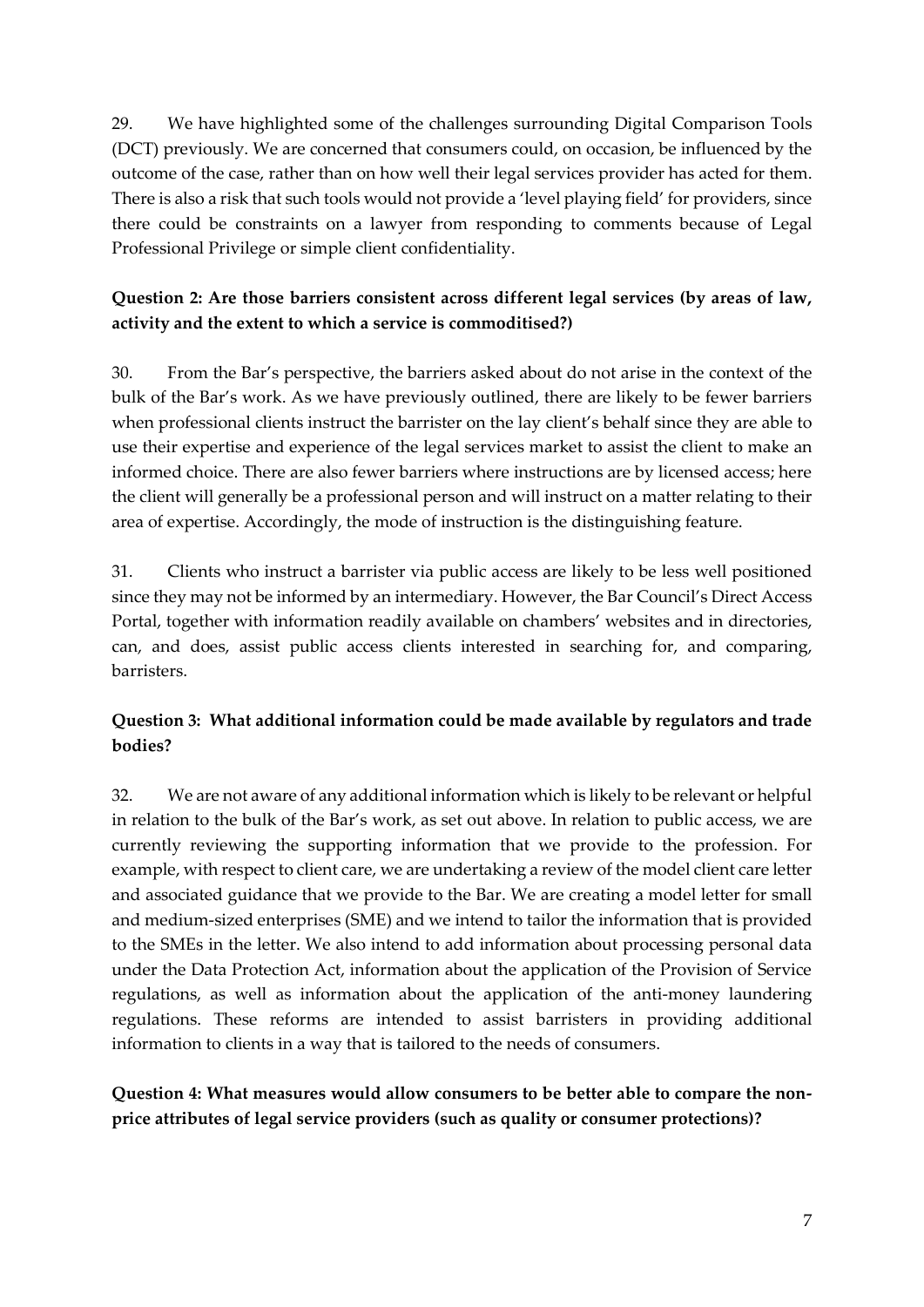29. We have highlighted some of the challenges surrounding Digital Comparison Tools (DCT) previously. We are concerned that consumers could, on occasion, be influenced by the outcome of the case, rather than on how well their legal services provider has acted for them. There is also a risk that such tools would not provide a 'level playing field' for providers, since there could be constraints on a lawyer from responding to comments because of Legal Professional Privilege or simple client confidentiality.

**Question 2: Are those barriers consistent across different legal services (by areas of law, activity and the extent to which a service is commoditised?)**

30. From the Bar's perspective, the barriers asked about do not arise in the context of the bulk of the Bar's work. As we have previously outlined, there are likely to be fewer barriers when professional clients instruct the barrister on the lay client's behalf since they are able to use their expertise and experience of the legal services market to assist the client to make an informed choice. There are also fewer barriers where instructions are by licensed access; here the client will generally be a professional person and will instruct on a matter relating to their area of expertise. Accordingly, the mode of instruction is the distinguishing feature.

31. Clients who instruct a barrister via public access are likely to be less well positioned since they may not be informed by an intermediary. However, the Bar Council's Direct Access Portal, together with information readily available on chambers' websites and in directories, can, and does, assist public access clients interested in searching for, and comparing, barristers.

**Question 3: What additional information could be made available by regulators and trade bodies?**

32. We are not aware of any additional information which is likely to be relevant or helpful in relation to the bulk of the Bar's work, as set out above. In relation to public access, we are currently reviewing the supporting information that we provide to the profession. For example, with respect to client care, we are undertaking a review of the model client care letter and associated guidance that we provide to the Bar. We are creating a model letter for small and medium-sized enterprises (SME) and we intend to tailor the information that is provided to the SMEs in the letter. We also intend to add information about processing personal data under the Data Protection Act, information about the application of the Provision of Service regulations, as well as information about the application of the anti-money laundering regulations. These reforms are intended to assist barristers in providing additional information to clients in a way that is tailored to the needs of consumers.

**Question 4: What measures would allow consumers to be better able to compare the non-price attributes of legal service providers (such as quality or consumer protections)?**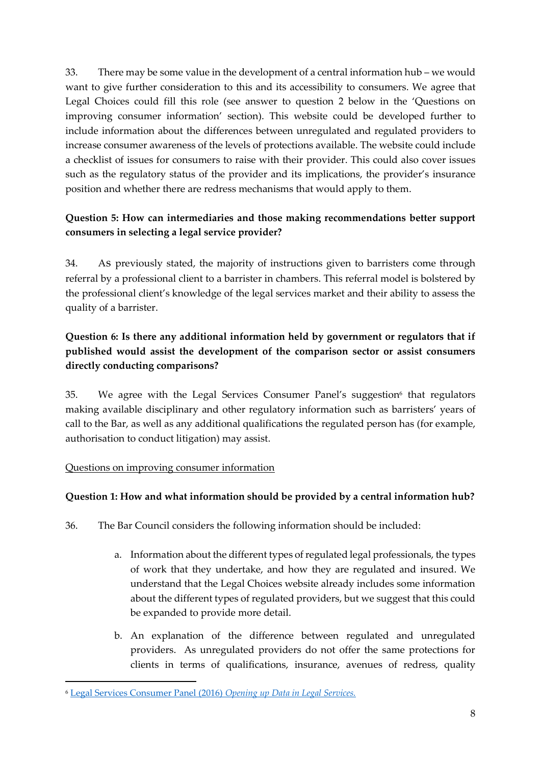33. There may be some value in the development of a central information hub – we would want to give further consideration to this and its accessibility to consumers. We agree that Legal Choices could fill this role (see answer to question 2 below in the 'Questions on improving consumer information' section). This website could be developed further to include information about the differences between unregulated and regulated providers to increase consumer awareness of the levels of protections available. The website could include a checklist of issues for consumers to raise with their provider. This could also cover issues such as the regulatory status of the provider and its implications, the provider's insurance position and whether there are redress mechanisms that would apply to them.

**Question 5: How can intermediaries and those making recommendations better support consumers in selecting a legal service provider?**

34. As previously stated, the majority of instructions given to barristers come through referral by a professional client to a barrister in chambers. This referral model is bolstered by the professional client's knowledge of the legal services market and their ability to assess the quality of a barrister.

**Question 6: Is there any additional information held by government or regulators that if published would assist the development of the comparison sector or assist consumers directly conducting comparisons?**

35. We agree with the Legal Services Consumer Panel's suggestion[6] that regulators making available disciplinary and other regulatory information such as barristers' years of call to the Bar, as well as any additional qualifications the regulated person has (for example, authorisation to conduct litigation) may assist.

Questions on improving consumer information

**Question 1: How and what information should be provided by a central information hub?**

36. The Bar Council considers the following information should be included:

a. Information about the different types of regulated legal professionals, the types of work that they undertake, and how they are regulated and insured. We understand that the Legal Choices website already includes some information about the different types of regulated providers, but we suggest that this could be expanded to provide more detail.

b. An explanation of the difference between regulated and unregulated providers. As unregulated providers do not offer the same protections for clients in terms of qualifications, insurance, avenues of redress, quality

[6] Legal Services Consumer Panel (2016) *Opening up Data in Legal Services.*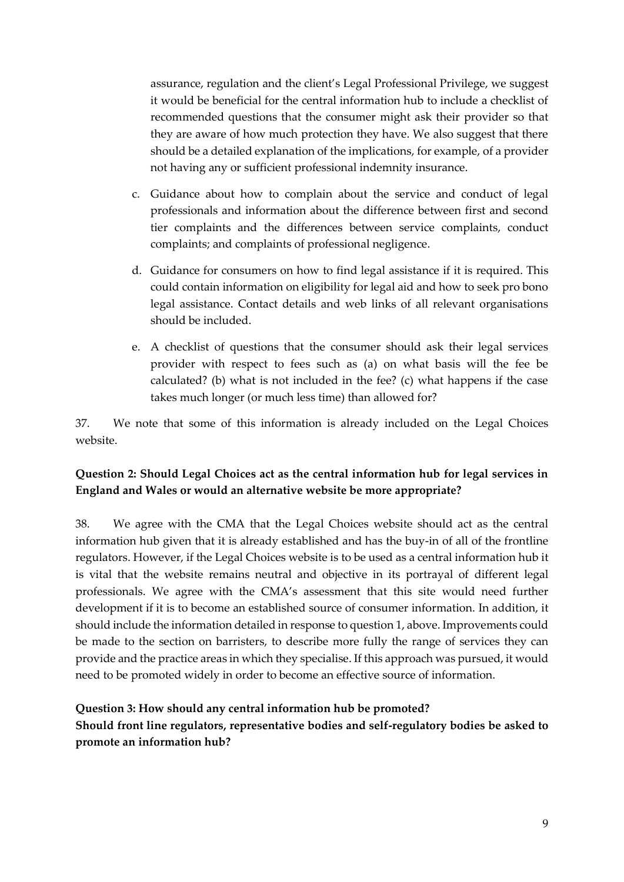assurance, regulation and the client's Legal Professional Privilege, we suggest it would be beneficial for the central information hub to include a checklist of recommended questions that the consumer might ask their provider so that they are aware of how much protection they have. We also suggest that there should be a detailed explanation of the implications, for example, of a provider not having any or sufficient professional indemnity insurance.

c. Guidance about how to complain about the service and conduct of legal professionals and information about the difference between first and second tier complaints and the differences between service complaints, conduct complaints; and complaints of professional negligence.

d. Guidance for consumers on how to find legal assistance if it is required. This could contain information on eligibility for legal aid and how to seek pro bono legal assistance. Contact details and web links of all relevant organisations should be included.

e. A checklist of questions that the consumer should ask their legal services provider with respect to fees such as (a) on what basis will the fee be calculated? (b) what is not included in the fee? (c) what happens if the case takes much longer (or much less time) than allowed for?

37. We note that some of this information is already included on the Legal Choices website.

**Question 2: Should Legal Choices act as the central information hub for legal services in England and Wales or would an alternative website be more appropriate?**

38. We agree with the CMA that the Legal Choices website should act as the central information hub given that it is already established and has the buy-in of all of the frontline regulators. However, if the Legal Choices website is to be used as a central information hub it is vital that the website remains neutral and objective in its portrayal of different legal professionals. We agree with the CMA's assessment that this site would need further development if it is to become an established source of consumer information. In addition, it should include the information detailed in response to question 1, above. Improvements could be made to the section on barristers, to describe more fully the range of services they can provide and the practice areas in which they specialise. If this approach was pursued, it would need to be promoted widely in order to become an effective source of information.

**Question 3: How should any central information hub be promoted?**
**Should front line regulators, representative bodies and self-regulatory bodies be asked to promote an information hub?**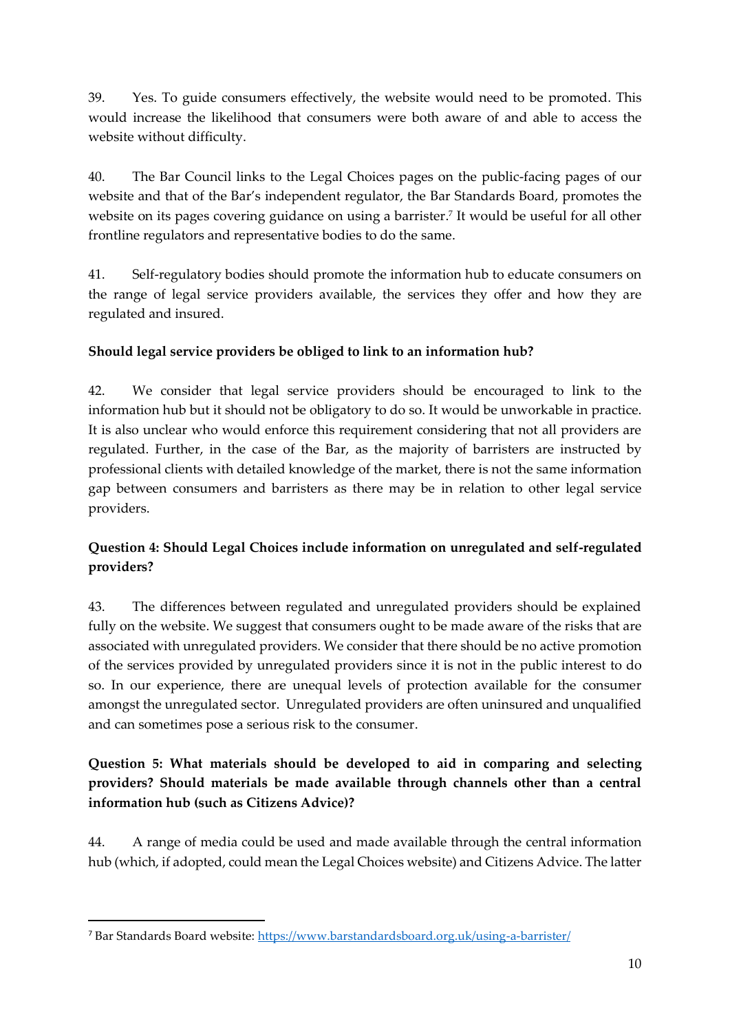39. Yes. To guide consumers effectively, the website would need to be promoted. This would increase the likelihood that consumers were both aware of and able to access the website without difficulty.

40. The Bar Council links to the Legal Choices pages on the public-facing pages of our website and that of the Bar's independent regulator, the Bar Standards Board, promotes the website on its pages covering guidance on using a barrister.[7] It would be useful for all other frontline regulators and representative bodies to do the same.

41. Self-regulatory bodies should promote the information hub to educate consumers on the range of legal service providers available, the services they offer and how they are regulated and insured.

**Should legal service providers be obliged to link to an information hub?**

42. We consider that legal service providers should be encouraged to link to the information hub but it should not be obligatory to do so. It would be unworkable in practice. It is also unclear who would enforce this requirement considering that not all providers are regulated. Further, in the case of the Bar, as the majority of barristers are instructed by professional clients with detailed knowledge of the market, there is not the same information gap between consumers and barristers as there may be in relation to other legal service providers.

**Question 4: Should Legal Choices include information on unregulated and self-regulated providers?**

43. The differences between regulated and unregulated providers should be explained fully on the website. We suggest that consumers ought to be made aware of the risks that are associated with unregulated providers. We consider that there should be no active promotion of the services provided by unregulated providers since it is not in the public interest to do so. In our experience, there are unequal levels of protection available for the consumer amongst the unregulated sector. Unregulated providers are often uninsured and unqualified and can sometimes pose a serious risk to the consumer.

**Question 5: What materials should be developed to aid in comparing and selecting providers? Should materials be made available through channels other than a central information hub (such as Citizens Advice)?**

44. A range of media could be used and made available through the central information hub (which, if adopted, could mean the Legal Choices website) and Citizens Advice. The latter

---

[7] Bar Standards Board website: https://www.barstandardsboard.org.uk/using-a-barrister/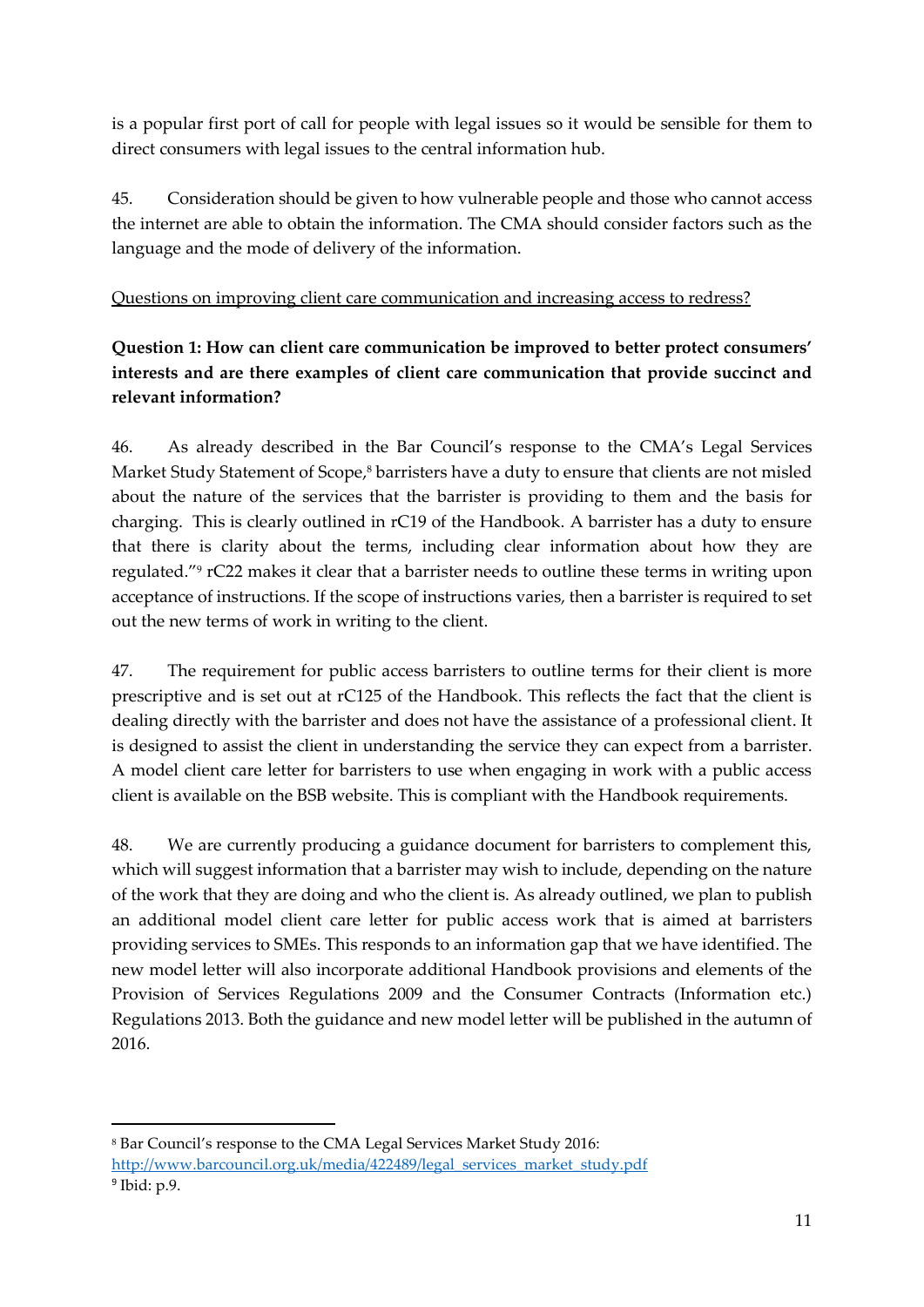is a popular first port of call for people with legal issues so it would be sensible for them to direct consumers with legal issues to the central information hub.

45. Consideration should be given to how vulnerable people and those who cannot access the internet are able to obtain the information. The CMA should consider factors such as the language and the mode of delivery of the information.

Questions on improving client care communication and increasing access to redress?

**Question 1: How can client care communication be improved to better protect consumers' interests and are there examples of client care communication that provide succinct and relevant information?**

46. As already described in the Bar Council's response to the CMA's Legal Services Market Study Statement of Scope,[8] barristers have a duty to ensure that clients are not misled about the nature of the services that the barrister is providing to them and the basis for charging. This is clearly outlined in rC19 of the Handbook. A barrister has a duty to ensure that there is clarity about the terms, including clear information about how they are regulated."[9] rC22 makes it clear that a barrister needs to outline these terms in writing upon acceptance of instructions. If the scope of instructions varies, then a barrister is required to set out the new terms of work in writing to the client.

47. The requirement for public access barristers to outline terms for their client is more prescriptive and is set out at rC125 of the Handbook. This reflects the fact that the client is dealing directly with the barrister and does not have the assistance of a professional client. It is designed to assist the client in understanding the service they can expect from a barrister. A model client care letter for barristers to use when engaging in work with a public access client is available on the BSB website. This is compliant with the Handbook requirements.

48. We are currently producing a guidance document for barristers to complement this, which will suggest information that a barrister may wish to include, depending on the nature of the work that they are doing and who the client is. As already outlined, we plan to publish an additional model client care letter for public access work that is aimed at barristers providing services to SMEs. This responds to an information gap that we have identified. The new model letter will also incorporate additional Handbook provisions and elements of the Provision of Services Regulations 2009 and the Consumer Contracts (Information etc.) Regulations 2013. Both the guidance and new model letter will be published in the autumn of 2016.

---

[8] Bar Council's response to the CMA Legal Services Market Study 2016: http://www.barcouncil.org.uk/media/422489/legal_services_market_study.pdf

[9] Ibid: p.9.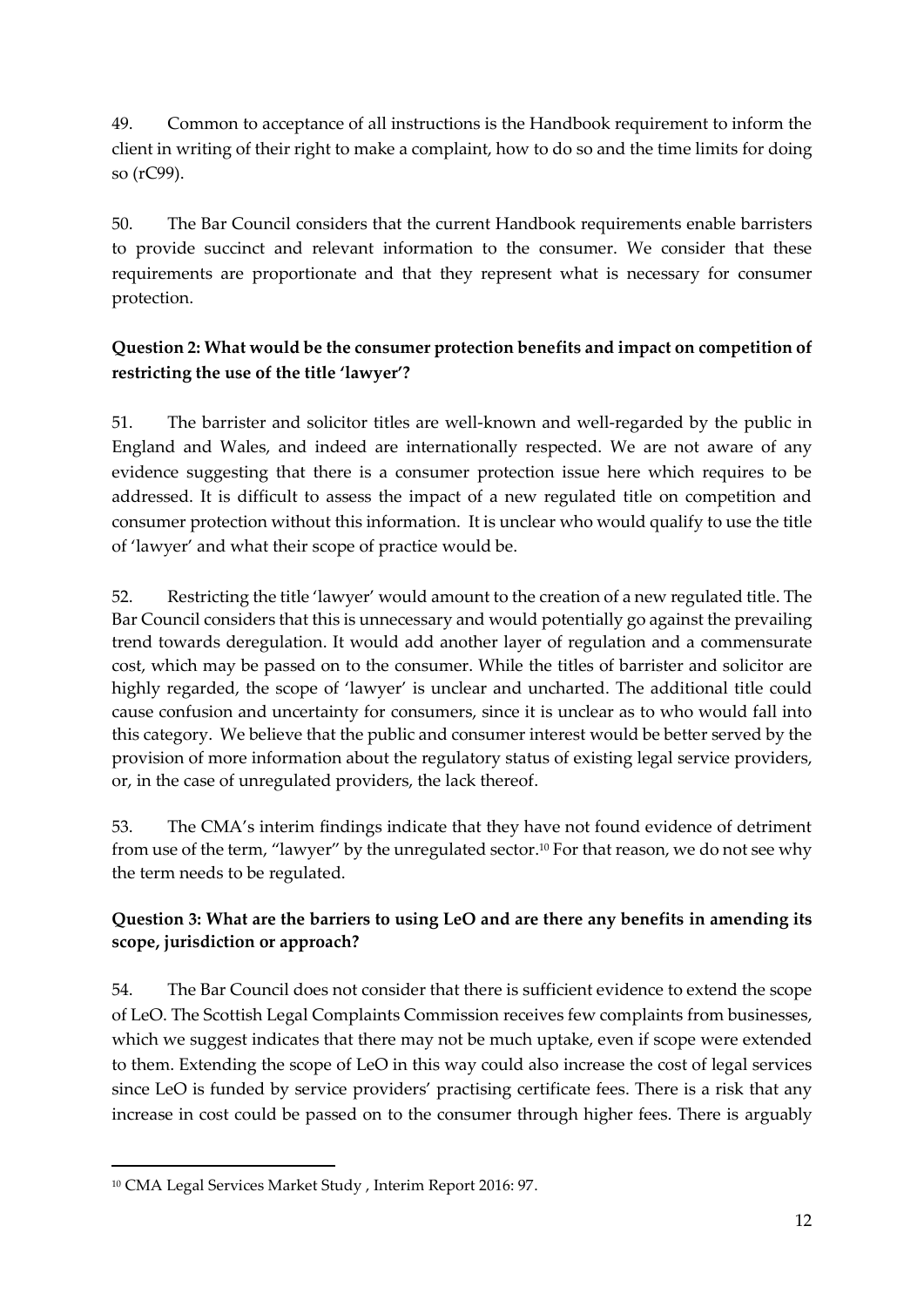49. Common to acceptance of all instructions is the Handbook requirement to inform the client in writing of their right to make a complaint, how to do so and the time limits for doing so (rC99).

50. The Bar Council considers that the current Handbook requirements enable barristers to provide succinct and relevant information to the consumer. We consider that these requirements are proportionate and that they represent what is necessary for consumer protection.

**Question 2: What would be the consumer protection benefits and impact on competition of restricting the use of the title 'lawyer'?**

51. The barrister and solicitor titles are well-known and well-regarded by the public in England and Wales, and indeed are internationally respected. We are not aware of any evidence suggesting that there is a consumer protection issue here which requires to be addressed. It is difficult to assess the impact of a new regulated title on competition and consumer protection without this information. It is unclear who would qualify to use the title of 'lawyer' and what their scope of practice would be.

52. Restricting the title 'lawyer' would amount to the creation of a new regulated title. The Bar Council considers that this is unnecessary and would potentially go against the prevailing trend towards deregulation. It would add another layer of regulation and a commensurate cost, which may be passed on to the consumer. While the titles of barrister and solicitor are highly regarded, the scope of 'lawyer' is unclear and uncharted. The additional title could cause confusion and uncertainty for consumers, since it is unclear as to who would fall into this category. We believe that the public and consumer interest would be better served by the provision of more information about the regulatory status of existing legal service providers, or, in the case of unregulated providers, the lack thereof.

53. The CMA's interim findings indicate that they have not found evidence of detriment from use of the term, "lawyer" by the unregulated sector.[10] For that reason, we do not see why the term needs to be regulated.

**Question 3: What are the barriers to using LeO and are there any benefits in amending its scope, jurisdiction or approach?**

54. The Bar Council does not consider that there is sufficient evidence to extend the scope of LeO. The Scottish Legal Complaints Commission receives few complaints from businesses, which we suggest indicates that there may not be much uptake, even if scope were extended to them. Extending the scope of LeO in this way could also increase the cost of legal services since LeO is funded by service providers' practising certificate fees. There is a risk that any increase in cost could be passed on to the consumer through higher fees. There is arguably

[10] CMA Legal Services Market Study , Interim Report 2016: 97.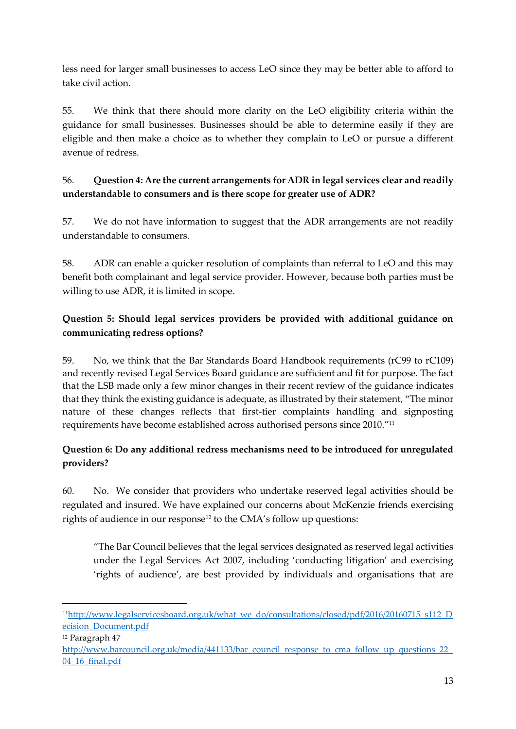less need for larger small businesses to access LeO since they may be better able to afford to take civil action.

55. We think that there should more clarity on the LeO eligibility criteria within the guidance for small businesses. Businesses should be able to determine easily if they are eligible and then make a choice as to whether they complain to LeO or pursue a different avenue of redress.

56. **Question 4: Are the current arrangements for ADR in legal services clear and readily understandable to consumers and is there scope for greater use of ADR?**

57. We do not have information to suggest that the ADR arrangements are not readily understandable to consumers.

58. ADR can enable a quicker resolution of complaints than referral to LeO and this may benefit both complainant and legal service provider. However, because both parties must be willing to use ADR, it is limited in scope.

**Question 5: Should legal services providers be provided with additional guidance on communicating redress options?**

59. No, we think that the Bar Standards Board Handbook requirements (rC99 to rC109) and recently revised Legal Services Board guidance are sufficient and fit for purpose. The fact that the LSB made only a few minor changes in their recent review of the guidance indicates that they think the existing guidance is adequate, as illustrated by their statement, "The minor nature of these changes reflects that first-tier complaints handling and signposting requirements have become established across authorised persons since 2010."[11]

**Question 6: Do any additional redress mechanisms need to be introduced for unregulated providers?**

60. No. We consider that providers who undertake reserved legal activities should be regulated and insured. We have explained our concerns about McKenzie friends exercising rights of audience in our response[12] to the CMA's follow up questions:

> "The Bar Council believes that the legal services designated as reserved legal activities under the Legal Services Act 2007, including 'conducting litigation' and exercising 'rights of audience', are best provided by individuals and organisations that are

---

[11] http://www.legalservicesboard.org.uk/what_we_do/consultations/closed/pdf/2016/20160715_s112_Decision_Document.pdf

[12] Paragraph 47 http://www.barcouncil.org.uk/media/441133/bar_council_response_to_cma_follow_up_questions_22_04_16_final.pdf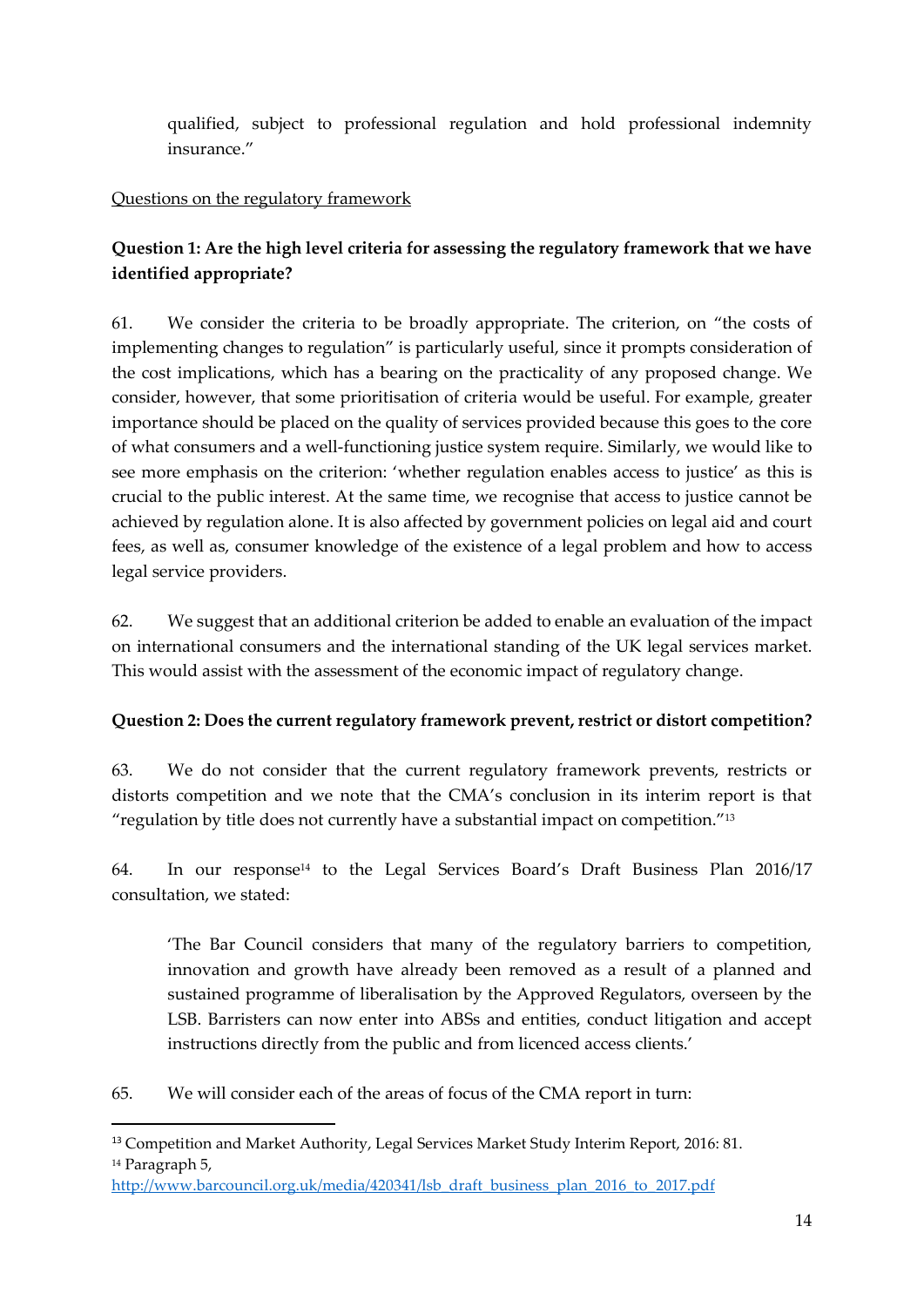qualified, subject to professional regulation and hold professional indemnity insurance."

Questions on the regulatory framework

**Question 1: Are the high level criteria for assessing the regulatory framework that we have identified appropriate?**

61. We consider the criteria to be broadly appropriate. The criterion, on "the costs of implementing changes to regulation" is particularly useful, since it prompts consideration of the cost implications, which has a bearing on the practicality of any proposed change. We consider, however, that some prioritisation of criteria would be useful. For example, greater importance should be placed on the quality of services provided because this goes to the core of what consumers and a well-functioning justice system require. Similarly, we would like to see more emphasis on the criterion: 'whether regulation enables access to justice' as this is crucial to the public interest. At the same time, we recognise that access to justice cannot be achieved by regulation alone. It is also affected by government policies on legal aid and court fees, as well as, consumer knowledge of the existence of a legal problem and how to access legal service providers.

62. We suggest that an additional criterion be added to enable an evaluation of the impact on international consumers and the international standing of the UK legal services market. This would assist with the assessment of the economic impact of regulatory change.

**Question 2: Does the current regulatory framework prevent, restrict or distort competition?**

63. We do not consider that the current regulatory framework prevents, restricts or distorts competition and we note that the CMA's conclusion in its interim report is that "regulation by title does not currently have a substantial impact on competition."[13]

64. In our response[14] to the Legal Services Board's Draft Business Plan 2016/17 consultation, we stated:

> 'The Bar Council considers that many of the regulatory barriers to competition, innovation and growth have already been removed as a result of a planned and sustained programme of liberalisation by the Approved Regulators, overseen by the LSB. Barristers can now enter into ABSs and entities, conduct litigation and accept instructions directly from the public and from licenced access clients.'

65. We will consider each of the areas of focus of the CMA report in turn:

---

[13] Competition and Market Authority, Legal Services Market Study Interim Report, 2016: 81.

[14] Paragraph 5, http://www.barcouncil.org.uk/media/420341/lsb_draft_business_plan_2016_to_2017.pdf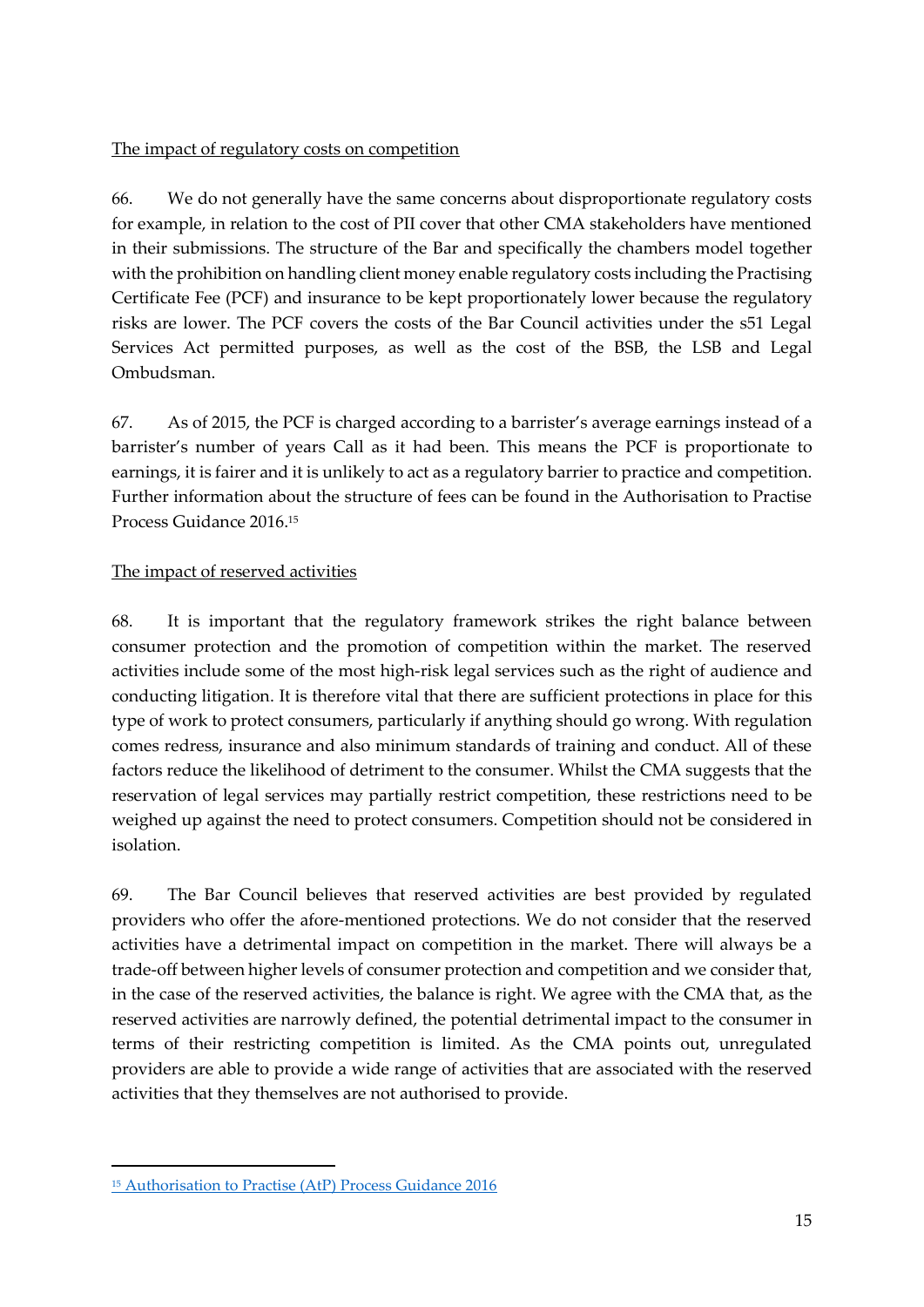The impact of regulatory costs on competition

66. We do not generally have the same concerns about disproportionate regulatory costs for example, in relation to the cost of PII cover that other CMA stakeholders have mentioned in their submissions. The structure of the Bar and specifically the chambers model together with the prohibition on handling client money enable regulatory costs including the Practising Certificate Fee (PCF) and insurance to be kept proportionately lower because the regulatory risks are lower. The PCF covers the costs of the Bar Council activities under the s51 Legal Services Act permitted purposes, as well as the cost of the BSB, the LSB and Legal Ombudsman.

67. As of 2015, the PCF is charged according to a barrister's average earnings instead of a barrister's number of years Call as it had been. This means the PCF is proportionate to earnings, it is fairer and it is unlikely to act as a regulatory barrier to practice and competition. Further information about the structure of fees can be found in the Authorisation to Practise Process Guidance 2016.[15]

The impact of reserved activities

68. It is important that the regulatory framework strikes the right balance between consumer protection and the promotion of competition within the market. The reserved activities include some of the most high-risk legal services such as the right of audience and conducting litigation. It is therefore vital that there are sufficient protections in place for this type of work to protect consumers, particularly if anything should go wrong. With regulation comes redress, insurance and also minimum standards of training and conduct. All of these factors reduce the likelihood of detriment to the consumer. Whilst the CMA suggests that the reservation of legal services may partially restrict competition, these restrictions need to be weighed up against the need to protect consumers. Competition should not be considered in isolation.

69. The Bar Council believes that reserved activities are best provided by regulated providers who offer the afore-mentioned protections. We do not consider that the reserved activities have a detrimental impact on competition in the market. There will always be a trade-off between higher levels of consumer protection and competition and we consider that, in the case of the reserved activities, the balance is right. We agree with the CMA that, as the reserved activities are narrowly defined, the potential detrimental impact to the consumer in terms of their restricting competition is limited. As the CMA points out, unregulated providers are able to provide a wide range of activities that are associated with the reserved activities that they themselves are not authorised to provide.

---

[15] Authorisation to Practise (AtP) Process Guidance 2016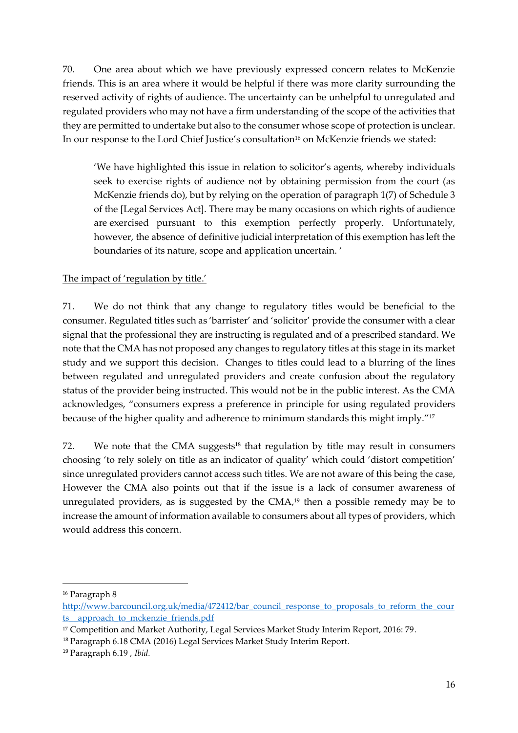70. One area about which we have previously expressed concern relates to McKenzie friends. This is an area where it would be helpful if there was more clarity surrounding the reserved activity of rights of audience. The uncertainty can be unhelpful to unregulated and regulated providers who may not have a firm understanding of the scope of the activities that they are permitted to undertake but also to the consumer whose scope of protection is unclear. In our response to the Lord Chief Justice's consultation[16] on McKenzie friends we stated:

> 'We have highlighted this issue in relation to solicitor's agents, whereby individuals seek to exercise rights of audience not by obtaining permission from the court (as McKenzie friends do), but by relying on the operation of paragraph 1(7) of Schedule 3 of the [Legal Services Act]. There may be many occasions on which rights of audience are exercised pursuant to this exemption perfectly properly. Unfortunately, however, the absence of definitive judicial interpretation of this exemption has left the boundaries of its nature, scope and application uncertain. '

<u>The impact of 'regulation by title.'</u>

71. We do not think that any change to regulatory titles would be beneficial to the consumer. Regulated titles such as 'barrister' and 'solicitor' provide the consumer with a clear signal that the professional they are instructing is regulated and of a prescribed standard. We note that the CMA has not proposed any changes to regulatory titles at this stage in its market study and we support this decision. Changes to titles could lead to a blurring of the lines between regulated and unregulated providers and create confusion about the regulatory status of the provider being instructed. This would not be in the public interest. As the CMA acknowledges, "consumers express a preference in principle for using regulated providers because of the higher quality and adherence to minimum standards this might imply."[17]

72. We note that the CMA suggests[18] that regulation by title may result in consumers choosing 'to rely solely on title as an indicator of quality' which could 'distort competition' since unregulated providers cannot access such titles. We are not aware of this being the case, However the CMA also points out that if the issue is a lack of consumer awareness of unregulated providers, as is suggested by the CMA,[19] then a possible remedy may be to increase the amount of information available to consumers about all types of providers, which would address this concern.

---

[16] Paragraph 8 http://www.barcouncil.org.uk/media/472412/bar_council_response_to_proposals_to_reform_the_courts__approach_to_mckenzie_friends.pdf

[17] Competition and Market Authority, Legal Services Market Study Interim Report, 2016: 79.

[18] Paragraph 6.18 CMA (2016) Legal Services Market Study Interim Report.

[19] Paragraph 6.19 , *Ibid.*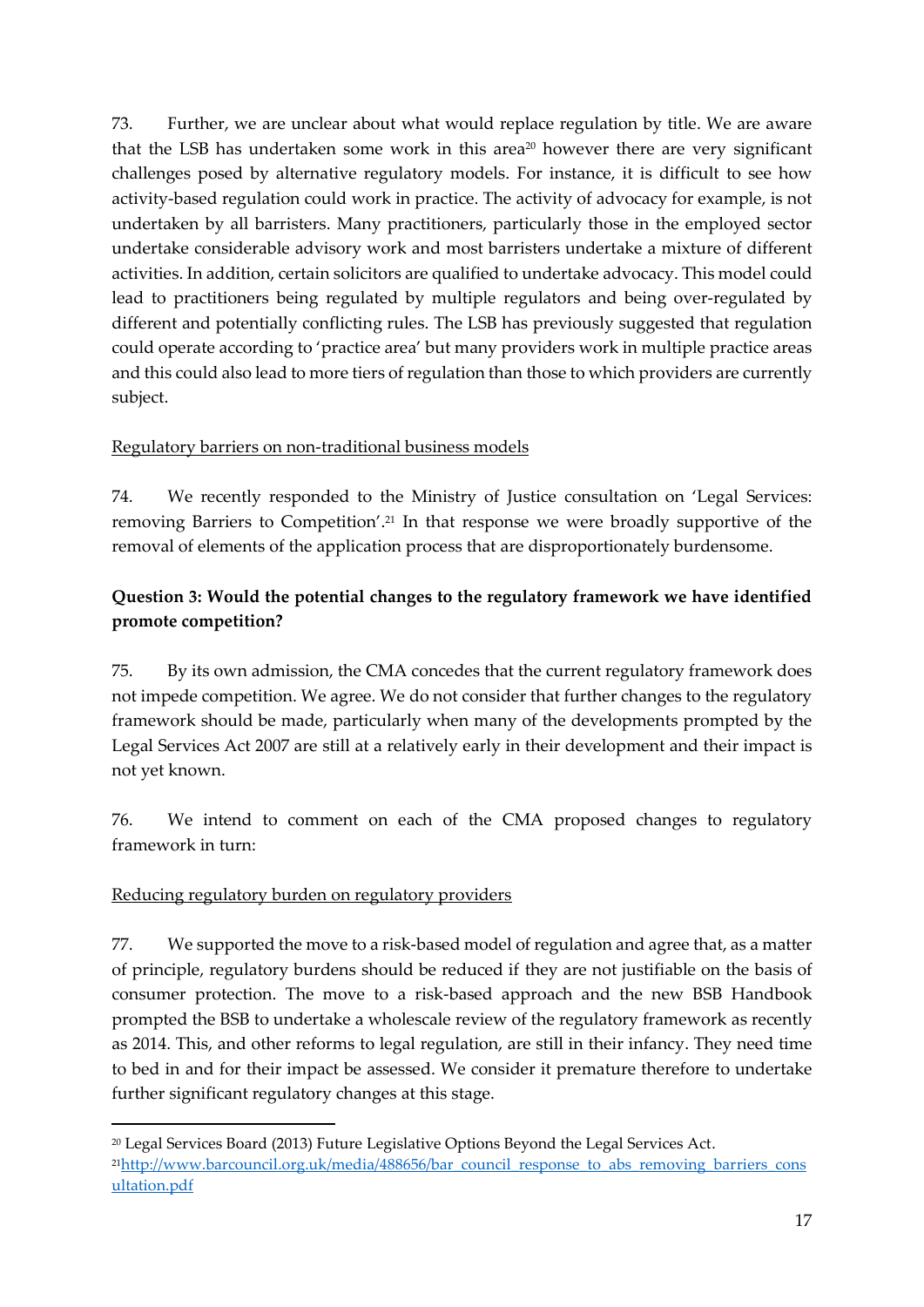73. Further, we are unclear about what would replace regulation by title. We are aware that the LSB has undertaken some work in this area[20] however there are very significant challenges posed by alternative regulatory models. For instance, it is difficult to see how activity-based regulation could work in practice. The activity of advocacy for example, is not undertaken by all barristers. Many practitioners, particularly those in the employed sector undertake considerable advisory work and most barristers undertake a mixture of different activities. In addition, certain solicitors are qualified to undertake advocacy. This model could lead to practitioners being regulated by multiple regulators and being over-regulated by different and potentially conflicting rules. The LSB has previously suggested that regulation could operate according to 'practice area' but many providers work in multiple practice areas and this could also lead to more tiers of regulation than those to which providers are currently subject.

<u>Regulatory barriers on non-traditional business models</u>

74. We recently responded to the Ministry of Justice consultation on 'Legal Services: removing Barriers to Competition'.[21] In that response we were broadly supportive of the removal of elements of the application process that are disproportionately burdensome.

**Question 3: Would the potential changes to the regulatory framework we have identified promote competition?**

75. By its own admission, the CMA concedes that the current regulatory framework does not impede competition. We agree. We do not consider that further changes to the regulatory framework should be made, particularly when many of the developments prompted by the Legal Services Act 2007 are still at a relatively early in their development and their impact is not yet known.

76. We intend to comment on each of the CMA proposed changes to regulatory framework in turn:

<u>Reducing regulatory burden on regulatory providers</u>

77. We supported the move to a risk-based model of regulation and agree that, as a matter of principle, regulatory burdens should be reduced if they are not justifiable on the basis of consumer protection. The move to a risk-based approach and the new BSB Handbook prompted the BSB to undertake a wholescale review of the regulatory framework as recently as 2014. This, and other reforms to legal regulation, are still in their infancy. They need time to bed in and for their impact be assessed. We consider it premature therefore to undertake further significant regulatory changes at this stage.

---

[20] Legal Services Board (2013) Future Legislative Options Beyond the Legal Services Act.

[21] http://www.barcouncil.org.uk/media/488656/bar_council_response_to_abs_removing_barriers_consultation.pdf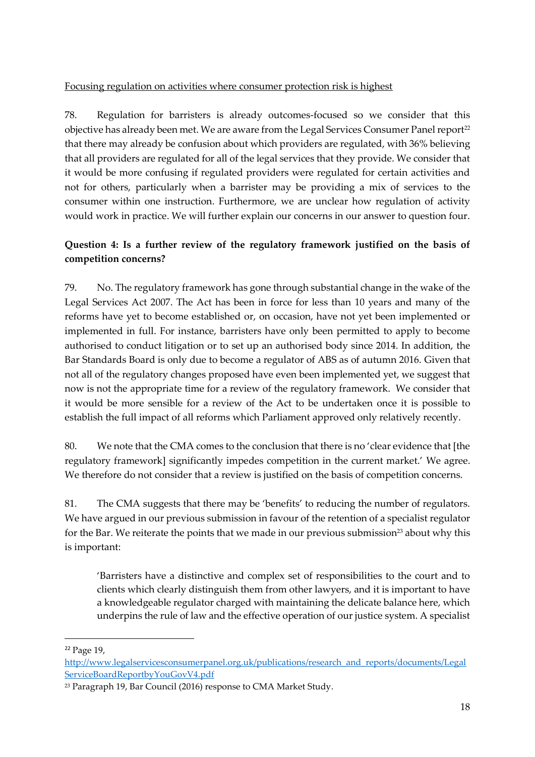<u>Focusing regulation on activities where consumer protection risk is highest</u>

78. Regulation for barristers is already outcomes-focused so we consider that this objective has already been met. We are aware from the Legal Services Consumer Panel report[22] that there may already be confusion about which providers are regulated, with 36% believing that all providers are regulated for all of the legal services that they provide. We consider that it would be more confusing if regulated providers were regulated for certain activities and not for others, particularly when a barrister may be providing a mix of services to the consumer within one instruction. Furthermore, we are unclear how regulation of activity would work in practice. We will further explain our concerns in our answer to question four.

**Question 4: Is a further review of the regulatory framework justified on the basis of competition concerns?**

79. No. The regulatory framework has gone through substantial change in the wake of the Legal Services Act 2007. The Act has been in force for less than 10 years and many of the reforms have yet to become established or, on occasion, have not yet been implemented or implemented in full. For instance, barristers have only been permitted to apply to become authorised to conduct litigation or to set up an authorised body since 2014. In addition, the Bar Standards Board is only due to become a regulator of ABS as of autumn 2016. Given that not all of the regulatory changes proposed have even been implemented yet, we suggest that now is not the appropriate time for a review of the regulatory framework. We consider that it would be more sensible for a review of the Act to be undertaken once it is possible to establish the full impact of all reforms which Parliament approved only relatively recently.

80. We note that the CMA comes to the conclusion that there is no 'clear evidence that [the regulatory framework] significantly impedes competition in the current market.' We agree. We therefore do not consider that a review is justified on the basis of competition concerns.

81. The CMA suggests that there may be 'benefits' to reducing the number of regulators. We have argued in our previous submission in favour of the retention of a specialist regulator for the Bar. We reiterate the points that we made in our previous submission[23] about why this is important:

> 'Barristers have a distinctive and complex set of responsibilities to the court and to clients which clearly distinguish them from other lawyers, and it is important to have a knowledgeable regulator charged with maintaining the delicate balance here, which underpins the rule of law and the effective operation of our justice system. A specialist

---

[22] Page 19, http://www.legalservicesconsumerpanel.org.uk/publications/research_and_reports/documents/LegalServiceBoardReportbyYouGovV4.pdf

[23] Paragraph 19, Bar Council (2016) response to CMA Market Study.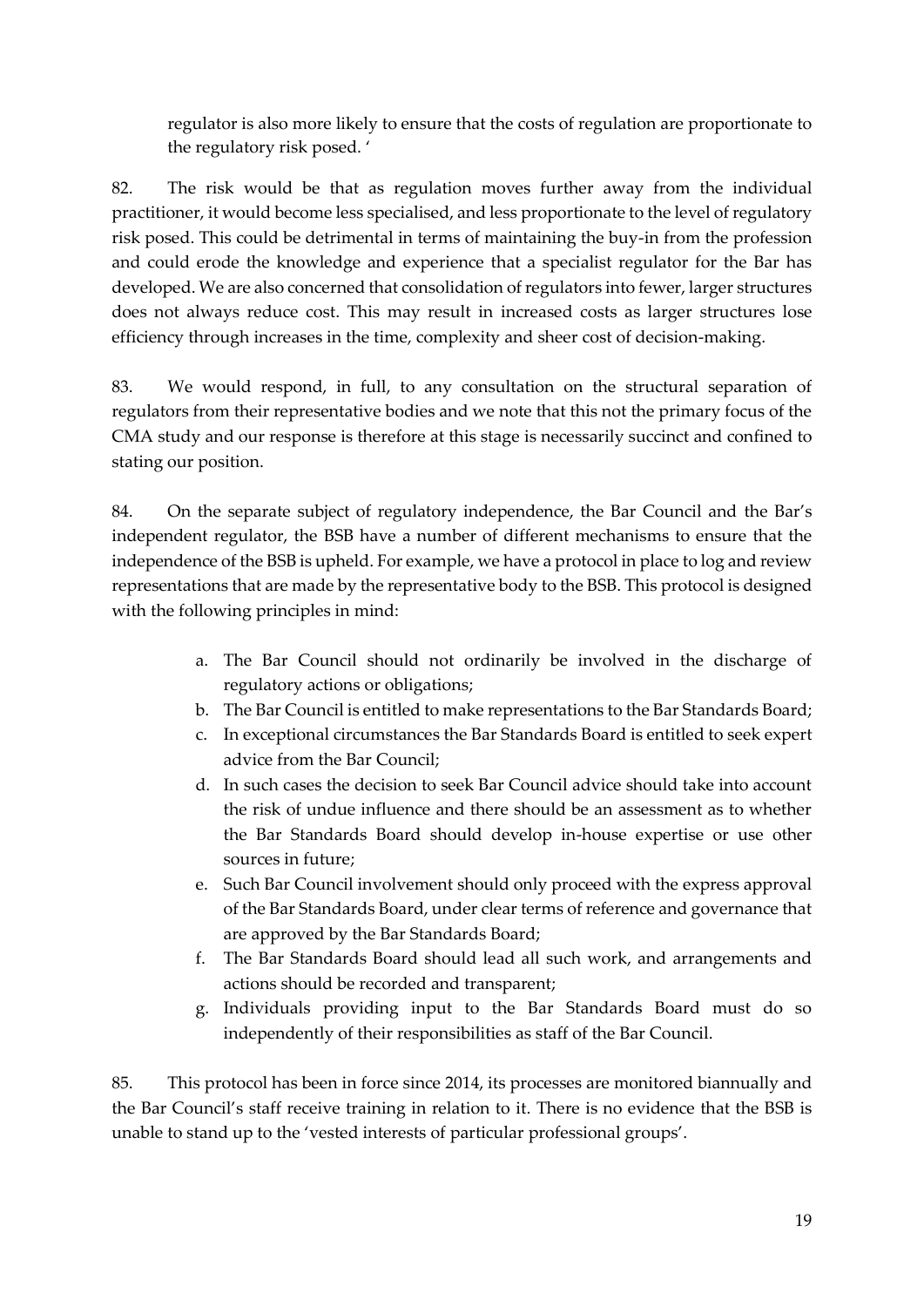regulator is also more likely to ensure that the costs of regulation are proportionate to the regulatory risk posed. '

82. The risk would be that as regulation moves further away from the individual practitioner, it would become less specialised, and less proportionate to the level of regulatory risk posed. This could be detrimental in terms of maintaining the buy-in from the profession and could erode the knowledge and experience that a specialist regulator for the Bar has developed. We are also concerned that consolidation of regulators into fewer, larger structures does not always reduce cost. This may result in increased costs as larger structures lose efficiency through increases in the time, complexity and sheer cost of decision-making.

83. We would respond, in full, to any consultation on the structural separation of regulators from their representative bodies and we note that this not the primary focus of the CMA study and our response is therefore at this stage is necessarily succinct and confined to stating our position.

84. On the separate subject of regulatory independence, the Bar Council and the Bar's independent regulator, the BSB have a number of different mechanisms to ensure that the independence of the BSB is upheld. For example, we have a protocol in place to log and review representations that are made by the representative body to the BSB. This protocol is designed with the following principles in mind:

a. The Bar Council should not ordinarily be involved in the discharge of regulatory actions or obligations;
b. The Bar Council is entitled to make representations to the Bar Standards Board;
c. In exceptional circumstances the Bar Standards Board is entitled to seek expert advice from the Bar Council;
d. In such cases the decision to seek Bar Council advice should take into account the risk of undue influence and there should be an assessment as to whether the Bar Standards Board should develop in-house expertise or use other sources in future;
e. Such Bar Council involvement should only proceed with the express approval of the Bar Standards Board, under clear terms of reference and governance that are approved by the Bar Standards Board;
f. The Bar Standards Board should lead all such work, and arrangements and actions should be recorded and transparent;
g. Individuals providing input to the Bar Standards Board must do so independently of their responsibilities as staff of the Bar Council.

85. This protocol has been in force since 2014, its processes are monitored biannually and the Bar Council's staff receive training in relation to it. There is no evidence that the BSB is unable to stand up to the 'vested interests of particular professional groups'.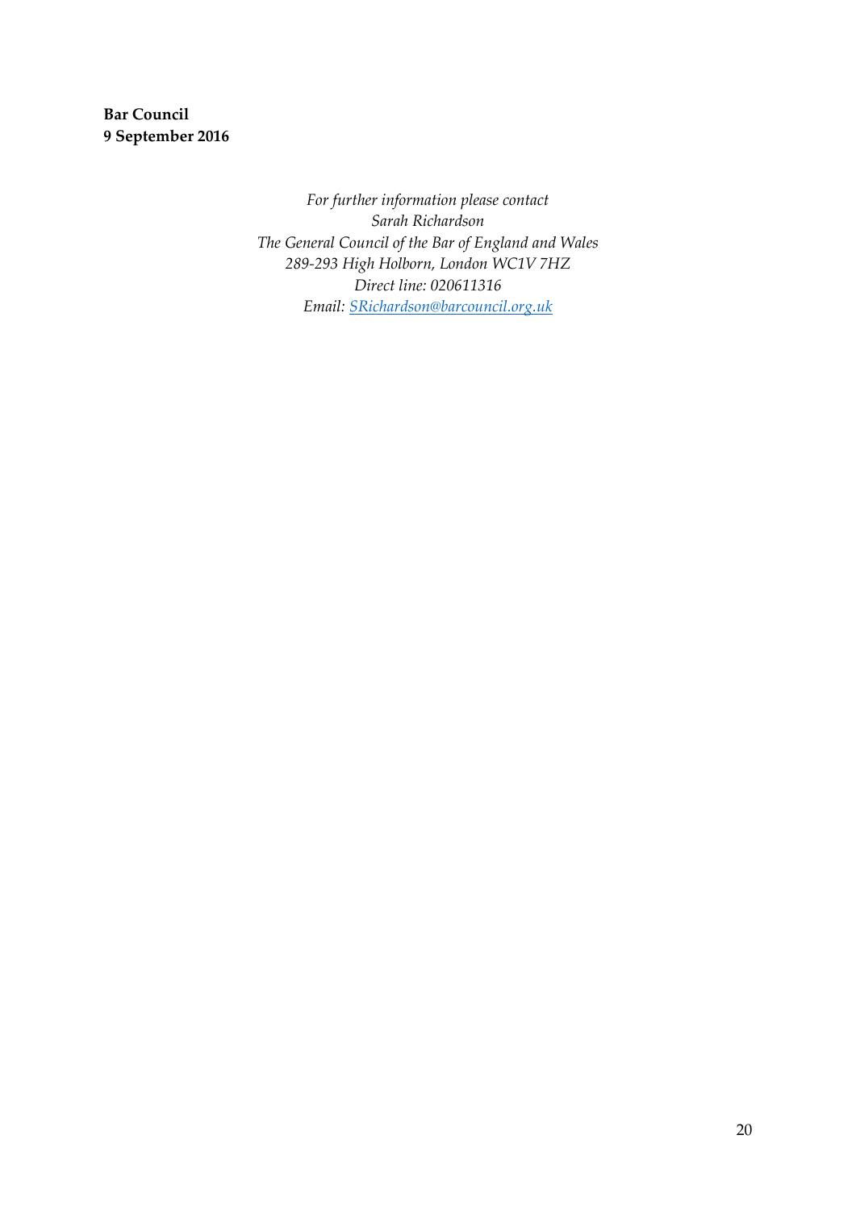**Bar Council**
**9 September 2016**

*For further information please contact*
*Sarah Richardson*
*The General Council of the Bar of England and Wales*
*289-293 High Holborn, London WC1V 7HZ*
*Direct line: 020611316*
*Email: [SRichardson@barcouncil.org.uk](mailto:SRichardson@barcouncil.org.uk)*